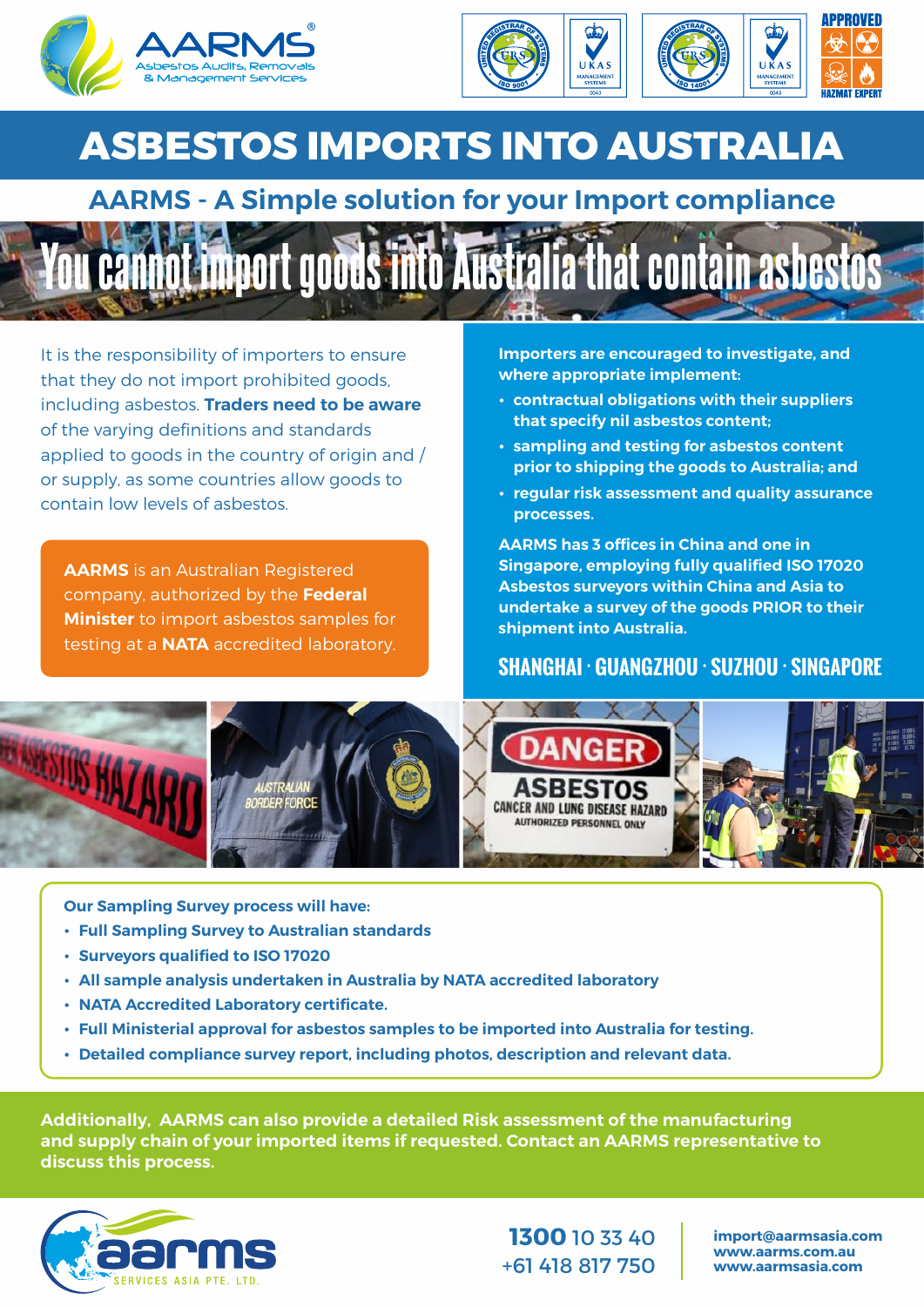AARMS® Asbestos Audits, Removals & Management Services

# ASBESTOS IMPORTS INTO AUSTRALIA

## AARMS - A Simple solution for your Import compliance

## You cannot import goods into Australia that contain asbestos

It is the responsibility of importers to ensure that they do not import prohibited goods, including asbestos. **Traders need to be aware** of the varying definitions and standards applied to goods in the country of origin / or supply, as some countries allow goods to contain low levels of asbestos.

**AARMS** is an Australian Registered company, authorized by the **Federal Minister** to import asbestos samples for testing at a **NATA** accredited laboratory.

**Importers are encouraged to investigate, and where appropriate implement:**

- **contractual obligations with their suppliers that specify nil asbestos content;**
- **sampling and testing for asbestos content prior to shipping the goods to Australia; and**
- **regular risk assessment and quality assurance processes.**

**AARMS has 3 offices in China and one in Singapore, employing fully qualified ISO 17020 Asbestos surveyors within China and Asia to undertake a survey of the goods PRIOR to their shipment into Australia.**

**SHANGHAI · GUANGZHOU · SUZHOU · SINGAPORE**

**Our Sampling Survey process will have:**

- **Full Sampling Survey to Australian standards**
- **Surveyors qualified to ISO 17020**
- **All sample analysis undertaken in Australia by NATA accredited laboratory**
- **NATA Accredited Laboratory certificate.**
- **Full Ministerial approval for asbestos samples to be imported into Australia for testing.**
- **Detailed compliance survey report, including photos, description and relevant data.**

**Additionally, AARMS can also provide a detailed Risk assessment of the manufacturing and supply chain of your imported items if requested. Contact an AARMS representative to discuss this process.**

aarms SERVICES ASIA PTE. LTD.

**1300** 10 33 40
+61 418 817 750

**import@aarmsasia.com**
**www.aarms.com.au**
**www.aarmsasia.com**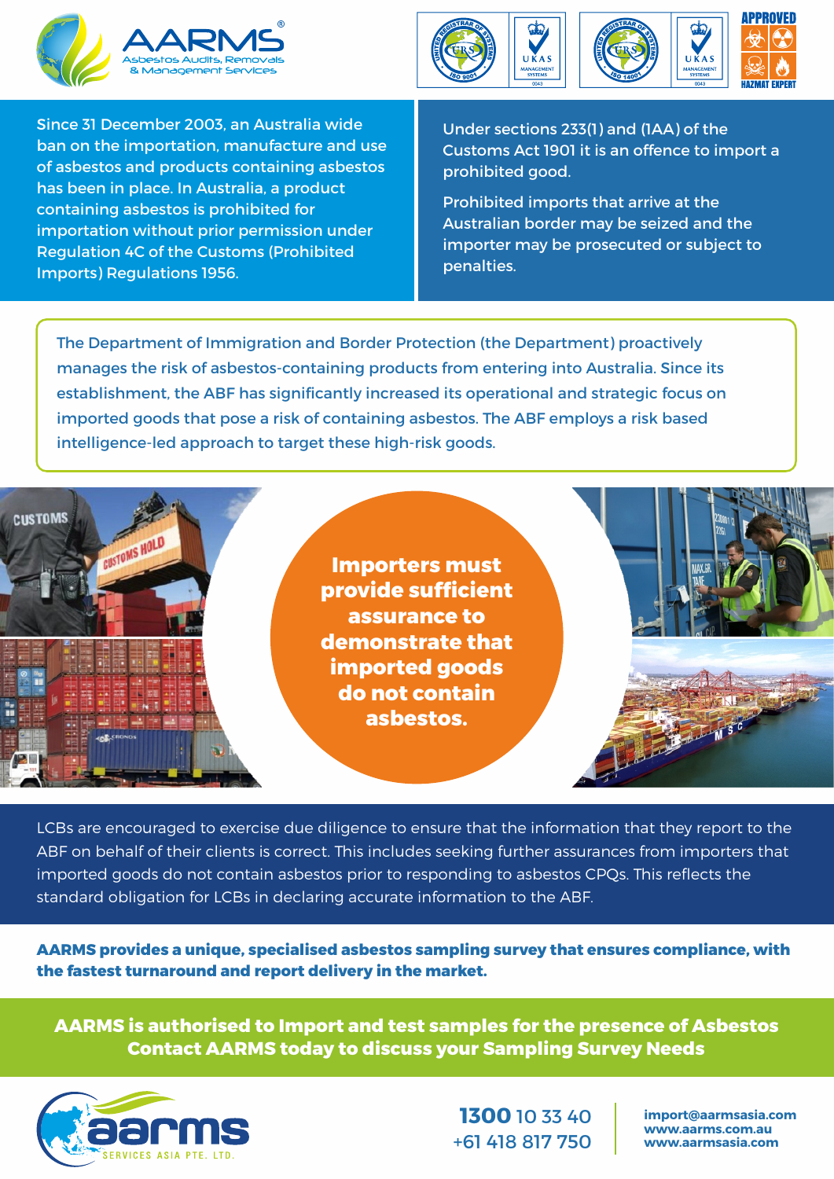AARMS® Asbestos Audits, Removals & Management Services

Since 31 December 2003, an Australia wide ban on the importation, manufacture and use of asbestos and products containing asbestos has been in place. In Australia, a product containing asbestos is prohibited for importation without prior permission under Regulation 4C of the Customs (Prohibited Imports) Regulations 1956.

Under sections 233(1) and (1AA) of the Customs Act 1901 it is an offence to import a prohibited good.

Prohibited imports that arrive at the Australian border may be seized and the importer may be prosecuted or subject to penalties.

The Department of Immigration and Border Protection (the Department) proactively manages the risk of asbestos-containing products from entering into Australia. Since its establishment, the ABF has significantly increased its operational and strategic focus on imported goods that pose a risk of containing asbestos. The ABF employs a risk based intelligence-led approach to target these high-risk goods.

**Importers must provide sufficient assurance to demonstrate that imported goods do not contain asbestos.**

LCBs are encouraged to exercise due diligence to ensure that the information that they report to the ABF on behalf of their clients is correct. This includes seeking further assurances from importers that imported goods do not contain asbestos prior to responding to asbestos CPQs. This reflects the standard obligation for LCBs in declaring accurate information to the ABF.

**AARMS provides a unique, specialised asbestos sampling survey that ensures compliance, with the fastest turnaround and report delivery in the market.**

**AARMS is authorised to Import and test samples for the presence of Asbestos**
**Contact AARMS today to discuss your Sampling Survey Needs**

aarms SERVICES ASIA PTE. LTD.

**1300** 10 33 40
+61 418 817 750

**import@aarmsasia.com**
**www.aarms.com.au**
**www.aarmsasia.com**